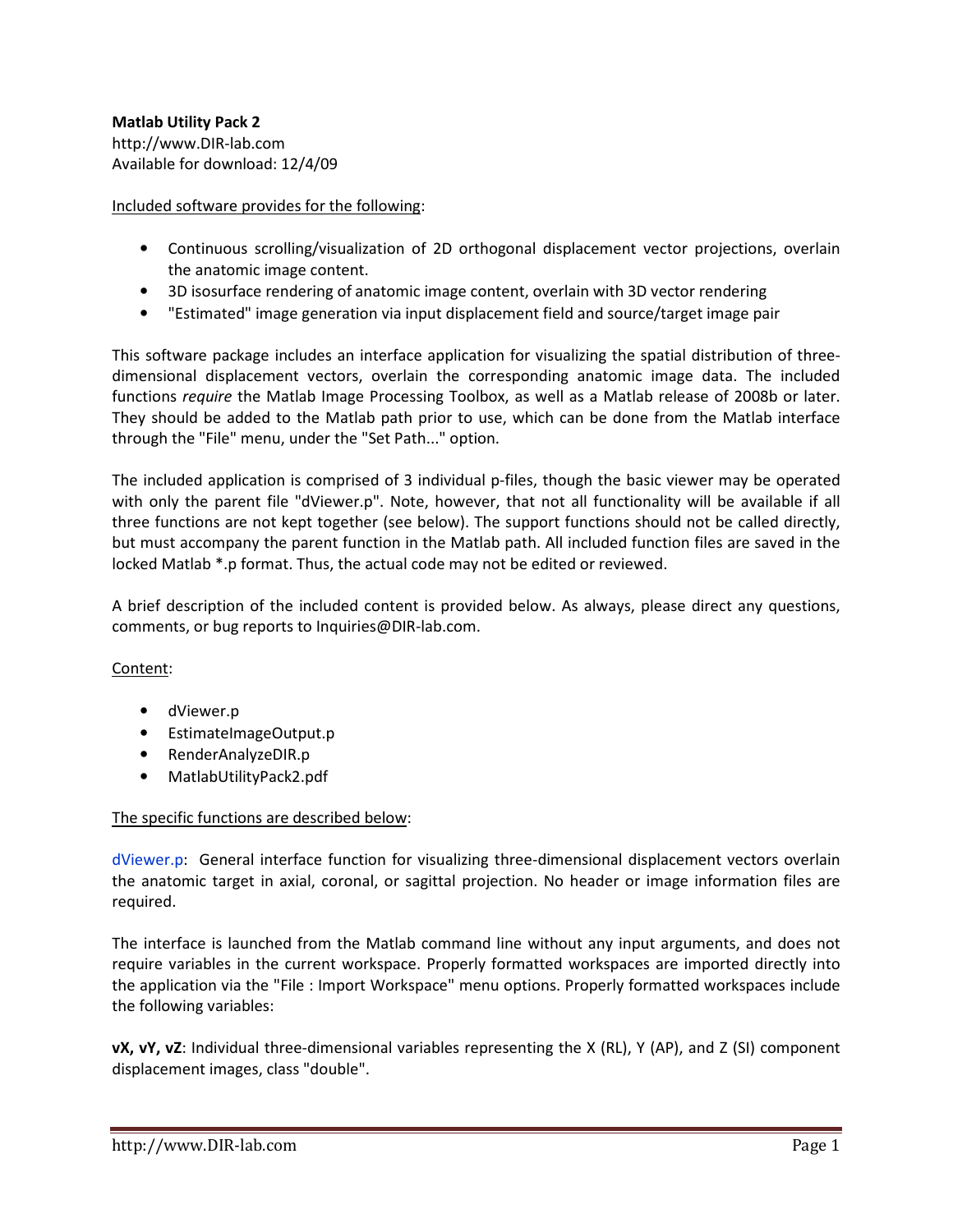**Matlab Utility Pack 2**
http://www.DIR-lab.com
Available for download: 12/4/09

Included software provides for the following:

- Continuous scrolling/visualization of 2D orthogonal displacement vector projections, overlain the anatomic image content.
- 3D isosurface rendering of anatomic image content, overlain with 3D vector rendering
- "Estimated" image generation via input displacement field and source/target image pair

This software package includes an interface application for visualizing the spatial distribution of three-dimensional displacement vectors, overlain the corresponding anatomic image data. The included functions *require* the Matlab Image Processing Toolbox, as well as a Matlab release of 2008b or later. They should be added to the Matlab path prior to use, which can be done from the Matlab interface through the "File" menu, under the "Set Path..." option.

The included application is comprised of 3 individual p-files, though the basic viewer may be operated with only the parent file "dViewer.p". Note, however, that not all functionality will be available if all three functions are not kept together (see below). The support functions should not be called directly, but must accompany the parent function in the Matlab path. All included function files are saved in the locked Matlab *.p format. Thus, the actual code may not be edited or reviewed.

A brief description of the included content is provided below. As always, please direct any questions, comments, or bug reports to Inquiries@DIR-lab.com.

Content:

- dViewer.p
- EstimateImageOutput.p
- RenderAnalyzeDIR.p
- MatlabUtilityPack2.pdf

The specific functions are described below:

dViewer.p: General interface function for visualizing three-dimensional displacement vectors overlain the anatomic target in axial, coronal, or sagittal projection. No header or image information files are required.

The interface is launched from the Matlab command line without any input arguments, and does not require variables in the current workspace. Properly formatted workspaces are imported directly into the application via the "File : Import Workspace" menu options. Properly formatted workspaces include the following variables:

**vX, vY, vZ**: Individual three-dimensional variables representing the X (RL), Y (AP), and Z (SI) component displacement images, class "double".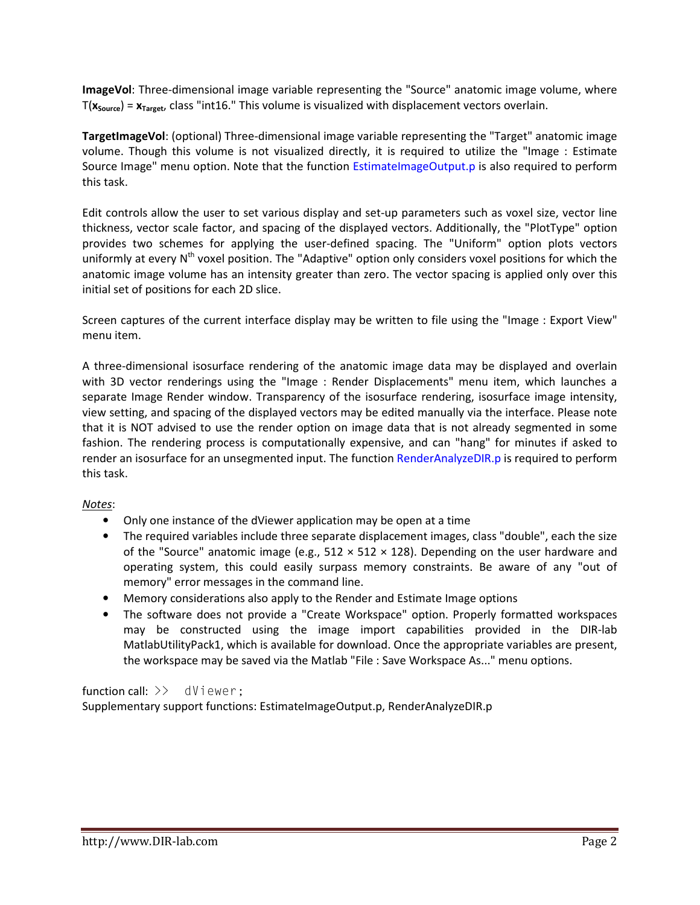**ImageVol**: Three-dimensional image variable representing the "Source" anatomic image volume, where $T(\mathbf{x}_{Source}) = \mathbf{x}_{Target}$, class "int16." This volume is visualized with displacement vectors overlain.

**TargetImageVol**: (optional) Three-dimensional image variable representing the "Target" anatomic image volume. Though this volume is not visualized directly, it is required to utilize the "Image : Estimate Source Image" menu option. Note that the function EstimateImageOutput.p is also required to perform this task.

Edit controls allow the user to set various display and set-up parameters such as voxel size, vector line thickness, vector scale factor, and spacing of the displayed vectors. Additionally, the "PlotType" option provides two schemes for applying the user-defined spacing. The "Uniform" option plots vectors uniformly at every $N^{th}$ voxel position. The "Adaptive" option only considers voxel positions for which the anatomic image volume has an intensity greater than zero. The vector spacing is applied only over this initial set of positions for each 2D slice.

Screen captures of the current interface display may be written to file using the "Image : Export View" menu item.

A three-dimensional isosurface rendering of the anatomic image data may be displayed and overlain with 3D vector renderings using the "Image : Render Displacements" menu item, which launches a separate Image Render window. Transparency of the isosurface rendering, isosurface image intensity, view setting, and spacing of the displayed vectors may be edited manually via the interface. Please note that it is NOT advised to use the render option on image data that is not already segmented in some fashion. The rendering process is computationally expensive, and can "hang" for minutes if asked to render an isosurface for an unsegmented input. The function RenderAnalyzeDIR.p is required to perform this task.

*Notes*:

- Only one instance of the dViewer application may be open at a time
- The required variables include three separate displacement images, class "double", each the size of the "Source" anatomic image (e.g., 512 × 512 × 128). Depending on the user hardware and operating system, this could easily surpass memory constraints. Be aware of any "out of memory" error messages in the command line.
- Memory considerations also apply to the Render and Estimate Image options
- The software does not provide a "Create Workspace" option. Properly formatted workspaces may be constructed using the image import capabilities provided in the DIR-lab MatlabUtilityPack1, which is available for download. Once the appropriate variables are present, the workspace may be saved via the Matlab "File : Save Workspace As..." menu options.

function call: `>> dViewer;`

Supplementary support functions: EstimateImageOutput.p, RenderAnalyzeDIR.p